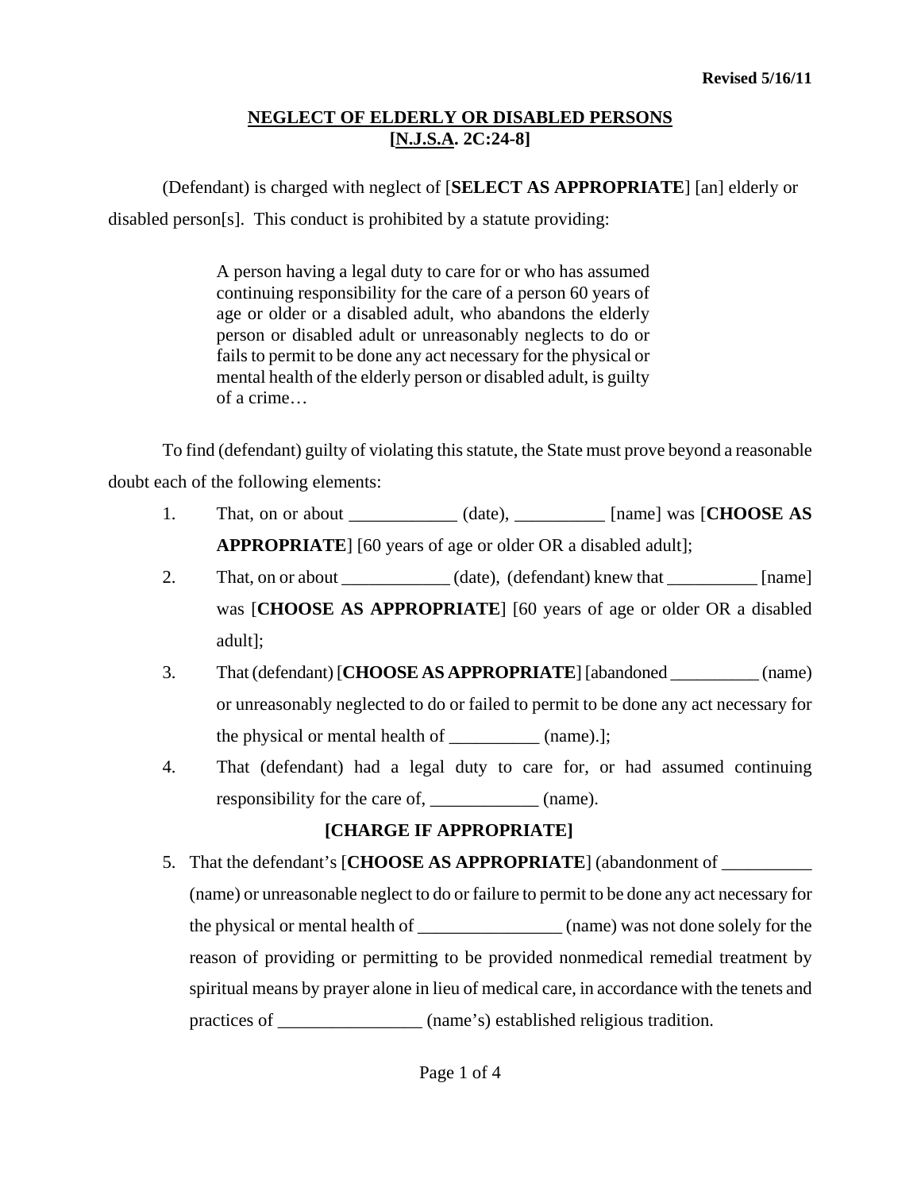Revised 5/16/11

# NEGLECT OF ELDERLY OR DISABLED PERSONS [N.J.S.A. 2C:24-8]

(Defendant) is charged with neglect of [**SELECT AS APPROPRIATE**] [an] elderly or disabled person[s]. This conduct is prohibited by a statute providing:

> A person having a legal duty to care for or who has assumed continuing responsibility for the care of a person 60 years of age or older or a disabled adult, who abandons the elderly person or disabled adult or unreasonably neglects to do or fails to permit to be done any act necessary for the physical or mental health of the elderly person or disabled adult, is guilty of a crime…

To find (defendant) guilty of violating this statute, the State must prove beyond a reasonable doubt each of the following elements:

1. That, on or about ____________ (date), __________ [name] was [**CHOOSE AS APPROPRIATE**] [60 years of age or older OR a disabled adult];
2. That, on or about ____________ (date), (defendant) knew that __________ [name] was [**CHOOSE AS APPROPRIATE**] [60 years of age or older OR a disabled adult];
3. That (defendant) [**CHOOSE AS APPROPRIATE**] [abandoned __________ (name) or unreasonably neglected to do or failed to permit to be done any act necessary for the physical or mental health of __________ (name).];
4. That (defendant) had a legal duty to care for, or had assumed continuing responsibility for the care of, ____________ (name).

**[CHARGE IF APPROPRIATE]**

5. That the defendant's [**CHOOSE AS APPROPRIATE**] (abandonment of __________ (name) or unreasonable neglect to do or failure to permit to be done any act necessary for the physical or mental health of ________________ (name) was not done solely for the reason of providing or permitting to be provided nonmedical remedial treatment by spiritual means by prayer alone in lieu of medical care, in accordance with the tenets and practices of ________________ (name's) established religious tradition.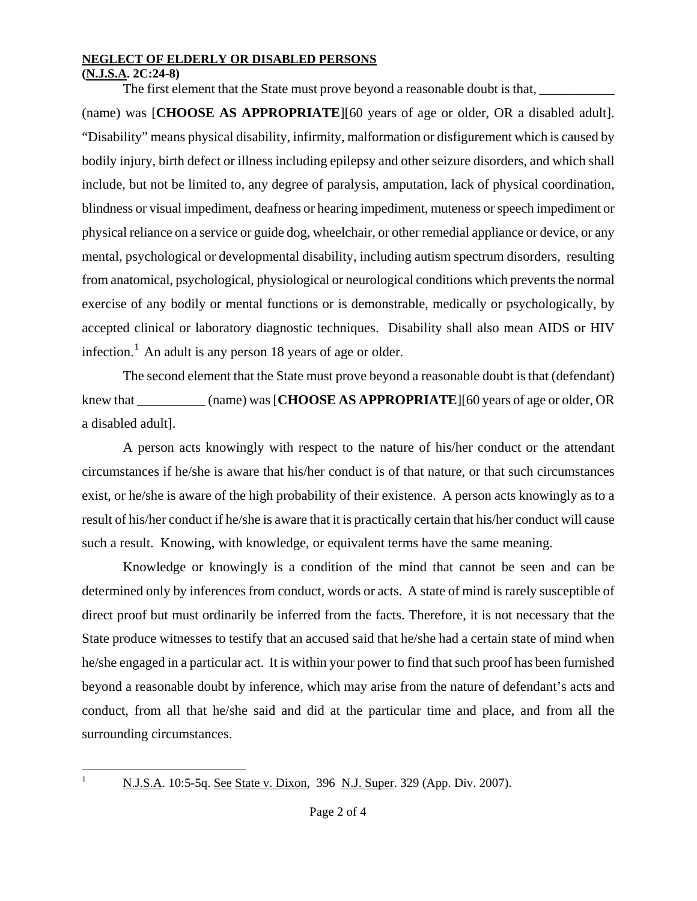**NEGLECT OF ELDERLY OR DISABLED PERSONS**
**(N.J.S.A. 2C:24-8)**

The first element that the State must prove beyond a reasonable doubt is that, ___________ (name) was [**CHOOSE AS APPROPRIATE**][60 years of age or older, OR a disabled adult]. "Disability" means physical disability, infirmity, malformation or disfigurement which is caused by bodily injury, birth defect or illness including epilepsy and other seizure disorders, and which shall include, but not be limited to, any degree of paralysis, amputation, lack of physical coordination, blindness or visual impediment, deafness or hearing impediment, muteness or speech impediment or physical reliance on a service or guide dog, wheelchair, or other remedial appliance or device, or any mental, psychological or developmental disability, including autism spectrum disorders, resulting from anatomical, psychological, physiological or neurological conditions which prevents the normal exercise of any bodily or mental functions or is demonstrable, medically or psychologically, by accepted clinical or laboratory diagnostic techniques. Disability shall also mean AIDS or HIV infection.[1] An adult is any person 18 years of age or older.

The second element that the State must prove beyond a reasonable doubt is that (defendant) knew that __________ (name) was [**CHOOSE AS APPROPRIATE**][60 years of age or older, OR a disabled adult].

A person acts knowingly with respect to the nature of his/her conduct or the attendant circumstances if he/she is aware that his/her conduct is of that nature, or that such circumstances exist, or he/she is aware of the high probability of their existence. A person acts knowingly as to a result of his/her conduct if he/she is aware that it is practically certain that his/her conduct will cause such a result. Knowing, with knowledge, or equivalent terms have the same meaning.

Knowledge or knowingly is a condition of the mind that cannot be seen and can be determined only by inferences from conduct, words or acts. A state of mind is rarely susceptible of direct proof but must ordinarily be inferred from the facts. Therefore, it is not necessary that the State produce witnesses to testify that an accused said that he/she had a certain state of mind when he/she engaged in a particular act. It is within your power to find that such proof has been furnished beyond a reasonable doubt by inference, which may arise from the nature of defendant's acts and conduct, from all that he/she said and did at the particular time and place, and from all the surrounding circumstances.

---

[1] N.J.S.A. 10:5-5q. See State v. Dixon, 396 N.J. Super. 329 (App. Div. 2007).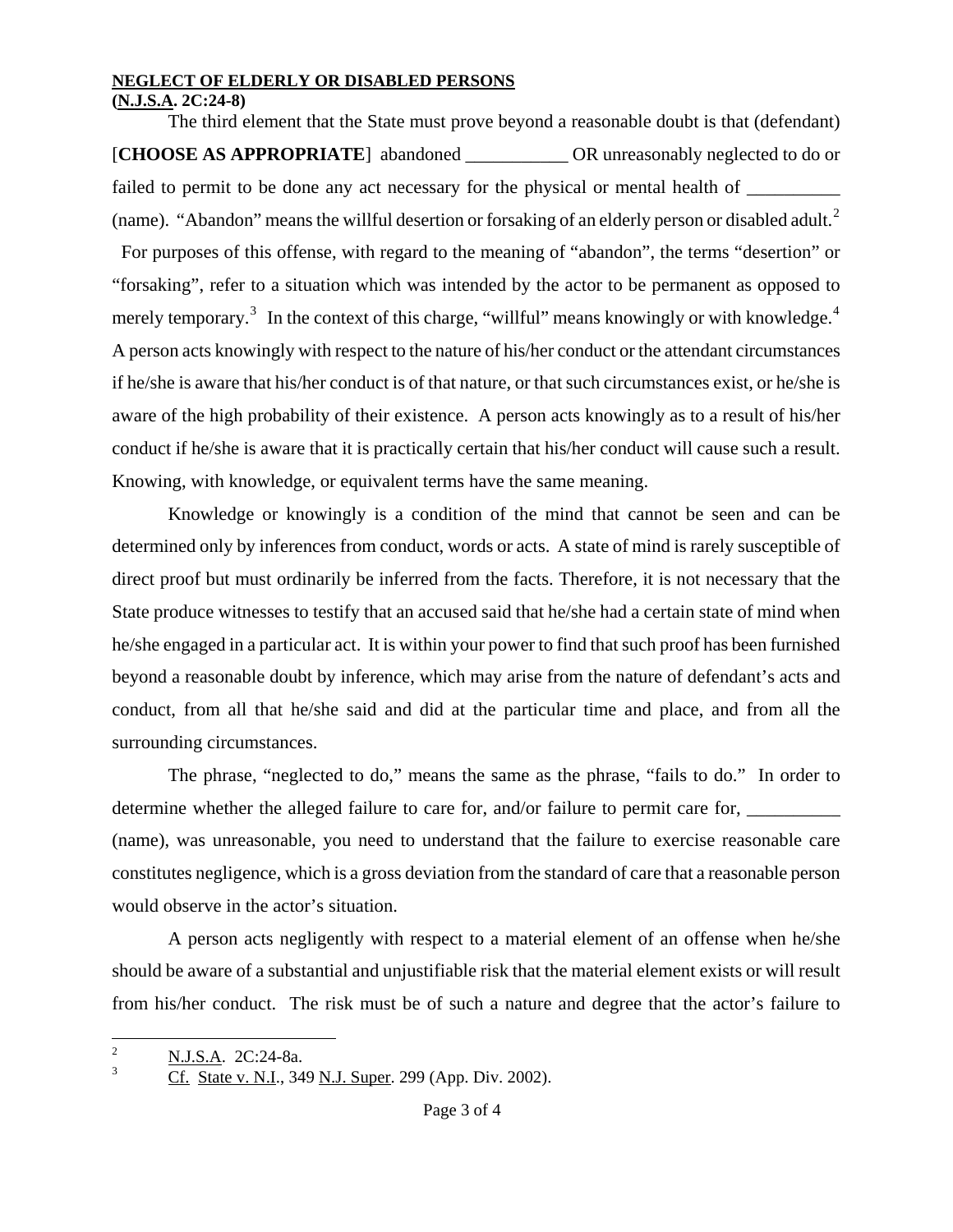**NEGLECT OF ELDERLY OR DISABLED PERSONS**
**(N.J.S.A. 2C:24-8)**

The third element that the State must prove beyond a reasonable doubt is that (defendant) [**CHOOSE AS APPROPRIATE**] abandoned ___________ OR unreasonably neglected to do or failed to permit to be done any act necessary for the physical or mental health of __________ (name). "Abandon" means the willful desertion or forsaking of an elderly person or disabled adult.[2] For purposes of this offense, with regard to the meaning of "abandon", the terms "desertion" or "forsaking", refer to a situation which was intended by the actor to be permanent as opposed to merely temporary.[3] In the context of this charge, "willful" means knowingly or with knowledge.[4] A person acts knowingly with respect to the nature of his/her conduct or the attendant circumstances if he/she is aware that his/her conduct is of that nature, or that such circumstances exist, or he/she is aware of the high probability of their existence. A person acts knowingly as to a result of his/her conduct if he/she is aware that it is practically certain that his/her conduct will cause such a result. Knowing, with knowledge, or equivalent terms have the same meaning.

Knowledge or knowingly is a condition of the mind that cannot be seen and can be determined only by inferences from conduct, words or acts. A state of mind is rarely susceptible of direct proof but must ordinarily be inferred from the facts. Therefore, it is not necessary that the State produce witnesses to testify that an accused said that he/she had a certain state of mind when he/she engaged in a particular act. It is within your power to find that such proof has been furnished beyond a reasonable doubt by inference, which may arise from the nature of defendant's acts and conduct, from all that he/she said and did at the particular time and place, and from all the surrounding circumstances.

The phrase, "neglected to do," means the same as the phrase, "fails to do." In order to determine whether the alleged failure to care for, and/or failure to permit care for, __________ (name), was unreasonable, you need to understand that the failure to exercise reasonable care constitutes negligence, which is a gross deviation from the standard of care that a reasonable person would observe in the actor's situation.

A person acts negligently with respect to a material element of an offense when he/she should be aware of a substantial and unjustifiable risk that the material element exists or will result from his/her conduct. The risk must be of such a nature and degree that the actor's failure to

---

[2] N.J.S.A. 2C:24-8a.

[3] Cf. State v. N.I., 349 N.J. Super. 299 (App. Div. 2002).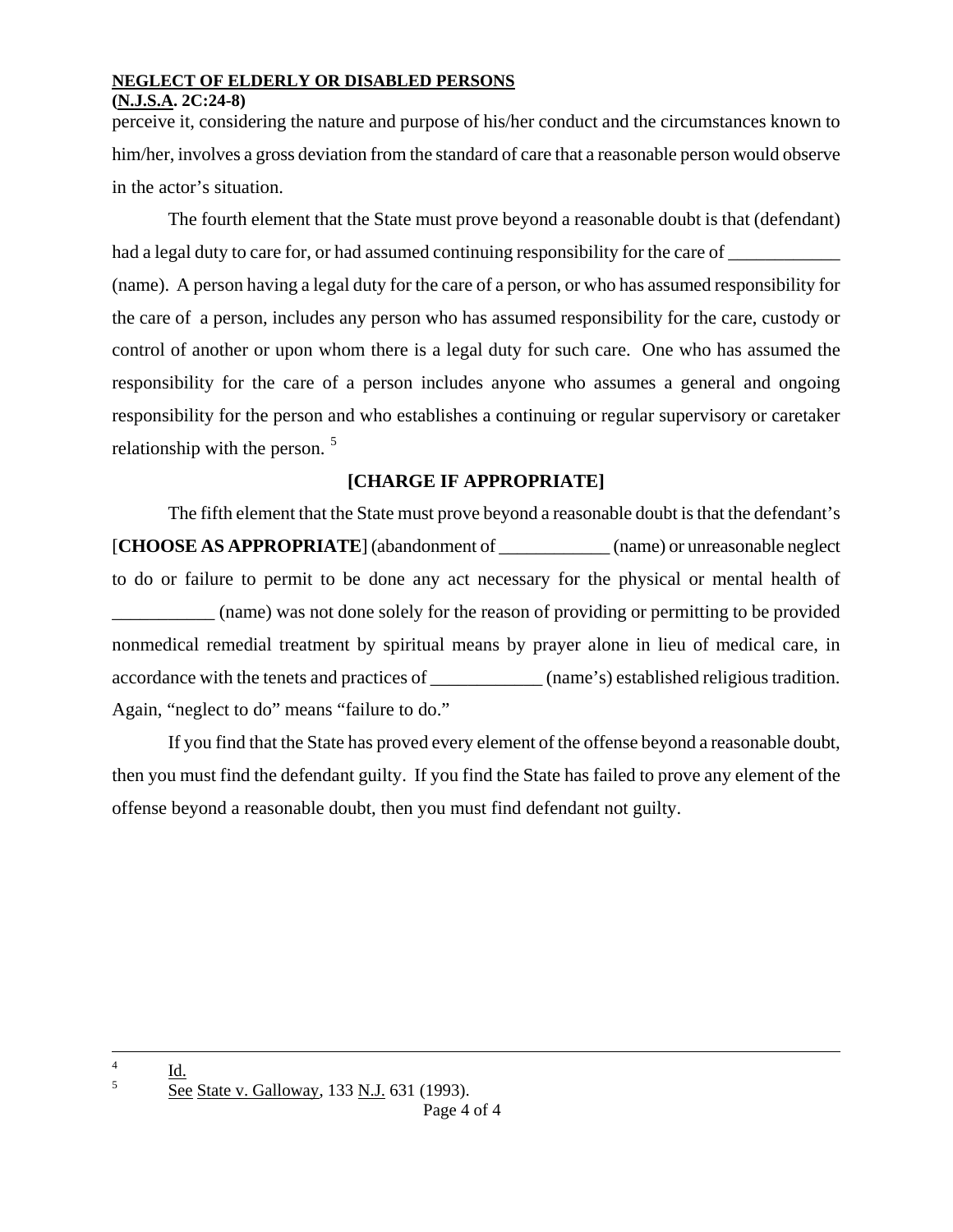perceive it, considering the nature and purpose of his/her conduct and the circumstances known to him/her, involves a gross deviation from the standard of care that a reasonable person would observe in the actor's situation.

The fourth element that the State must prove beyond a reasonable doubt is that (defendant) had a legal duty to care for, or had assumed continuing responsibility for the care of ____________ (name). A person having a legal duty for the care of a person, or who has assumed responsibility for the care of a person, includes any person who has assumed responsibility for the care, custody or control of another or upon whom there is a legal duty for such care. One who has assumed the responsibility for the care of a person includes anyone who assumes a general and ongoing responsibility for the person and who establishes a continuing or regular supervisory or caretaker relationship with the person. [5]

**[CHARGE IF APPROPRIATE]**

The fifth element that the State must prove beyond a reasonable doubt is that the defendant's [**CHOOSE AS APPROPRIATE**] (abandonment of ____________ (name) or unreasonable neglect to do or failure to permit to be done any act necessary for the physical or mental health of ___________ (name) was not done solely for the reason of providing or permitting to be provided nonmedical remedial treatment by spiritual means by prayer alone in lieu of medical care, in accordance with the tenets and practices of ____________ (name's) established religious tradition. Again, "neglect to do" means "failure to do."

If you find that the State has proved every element of the offense beyond a reasonable doubt, then you must find the defendant guilty. If you find the State has failed to prove any element of the offense beyond a reasonable doubt, then you must find defendant not guilty.

---

[4] Id.

[5] See State v. Galloway, 133 N.J. 631 (1993).